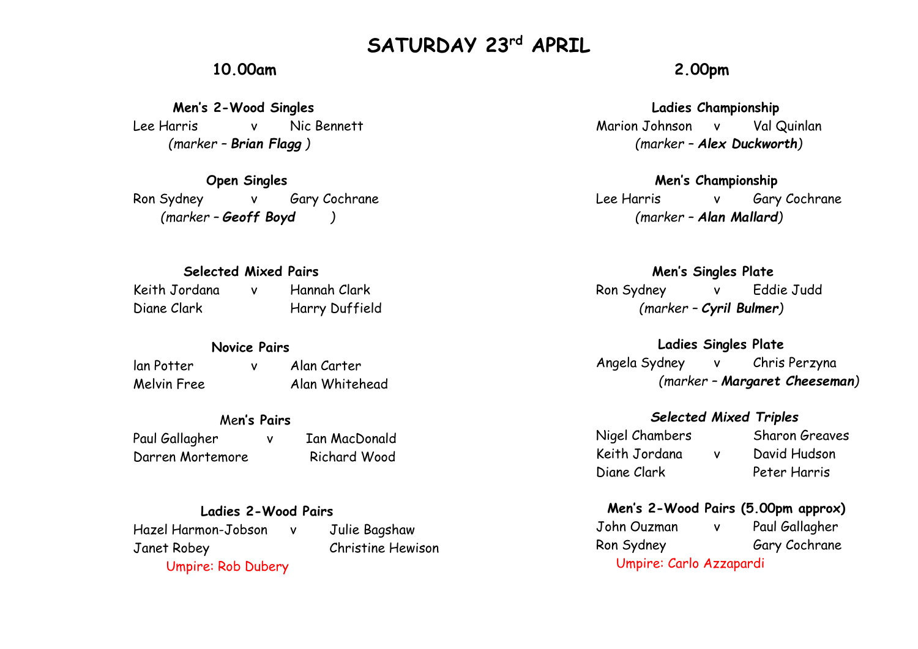# SATURDAY 23rd APRIL

## 10.00am

**Men's 2-Wood Singles**

Lee Harris v Nic Bennett

*(marker – **Brian Flagg** )*

**Open Singles**

Ron Sydney v Gary Cochrane

*(marker – **Geoff Boyd** )*

**Selected Mixed Pairs**

| | | |
|---|---|---|
| Keith Jordana | v | Hannah Clark |
| Diane Clark | | Harry Duffield |

**Novice Pairs**

| | | |
|---|---|---|
| Ian Potter | v | Alan Carter |
| Melvin Free | | Alan Whitehead |

**Men's Pairs**

| | | |
|---|---|---|
| Paul Gallagher | v | Ian MacDonald |
| Darren Mortemore | | Richard Wood |

**Ladies 2-Wood Pairs**

| | | |
|---|---|---|
| Hazel Harmon-Jobson | v | Julie Bagshaw |
| Janet Robey | | Christine Hewison |

Umpire: Rob Dubery

## 2.00pm

**Ladies Championship**

Marion Johnson v Val Quinlan

*(marker – **Alex Duckworth**)*

**Men's Championship**

Lee Harris v Gary Cochrane

*(marker – **Alan Mallard**)*

**Men's Singles Plate**

Ron Sydney v Eddie Judd

*(marker – **Cyril Bulmer**)*

**Ladies Singles Plate**

Angela Sydney v Chris Perzyna

*(marker – **Margaret Cheeseman**)*

***Selected Mixed Triples***

| | | |
|---|---|---|
| Nigel Chambers | | Sharon Greaves |
| Keith Jordana | v | David Hudson |
| Diane Clark | | Peter Harris |

**Men's 2-Wood Pairs (5.00pm approx)**

| | | |
|---|---|---|
| John Ouzman | v | Paul Gallagher |
| Ron Sydney | | Gary Cochrane |

Umpire: Carlo Azzapardi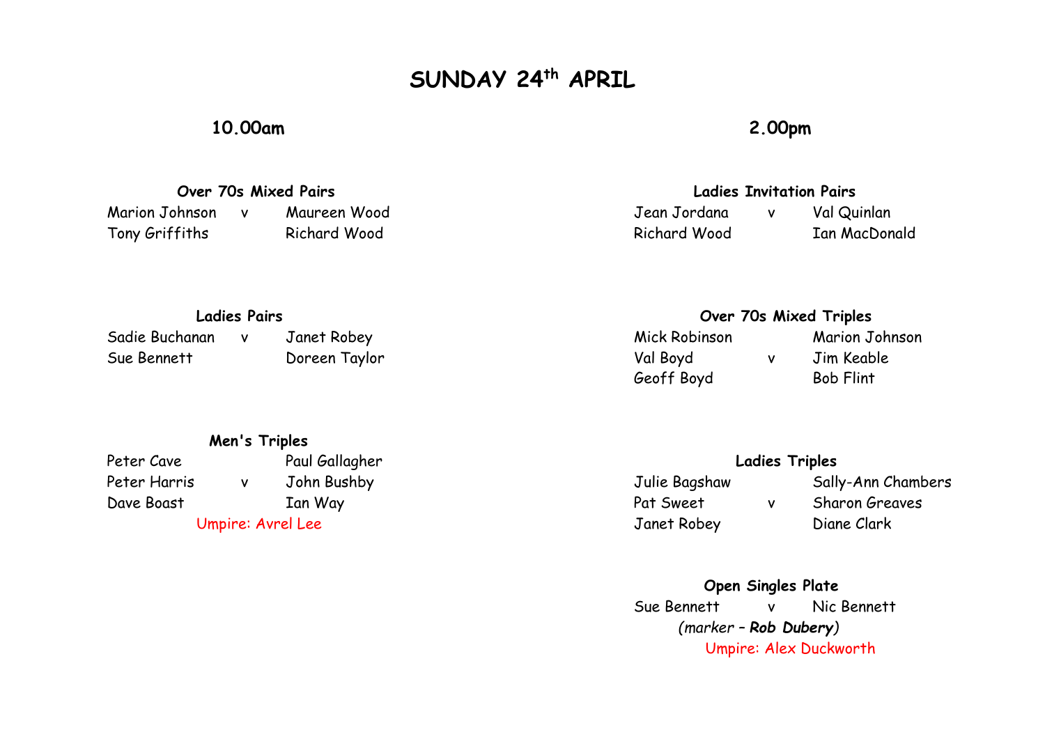# SUNDAY 24th APRIL

## 10.00am

### Over 70s Mixed Pairs

| | | |
|---|---|---|
| Marion Johnson | v | Maureen Wood |
| Tony Griffiths | | Richard Wood |

### Ladies Pairs

| | | |
|---|---|---|
| Sadie Buchanan | v | Janet Robey |
| Sue Bennett | | Doreen Taylor |

### Men's Triples

| | | |
|---|---|---|
| Peter Cave | | Paul Gallagher |
| Peter Harris | v | John Bushby |
| Dave Boast | | Ian Way |

Umpire: Avrel Lee

## 2.00pm

### Ladies Invitation Pairs

| | | |
|---|---|---|
| Jean Jordana | v | Val Quinlan |
| Richard Wood | | Ian MacDonald |

### Over 70s Mixed Triples

| | | |
|---|---|---|
| Mick Robinson | | Marion Johnson |
| Val Boyd | v | Jim Keable |
| Geoff Boyd | | Bob Flint |

### Ladies Triples

| | | |
|---|---|---|
| Julie Bagshaw | | Sally-Ann Chambers |
| Pat Sweet | v | Sharon Greaves |
| Janet Robey | | Diane Clark |

### Open Singles Plate

| | | |
|---|---|---|
| Sue Bennett | v | Nic Bennett |

*(marker – **Rob Dubery**)*

Umpire: Alex Duckworth